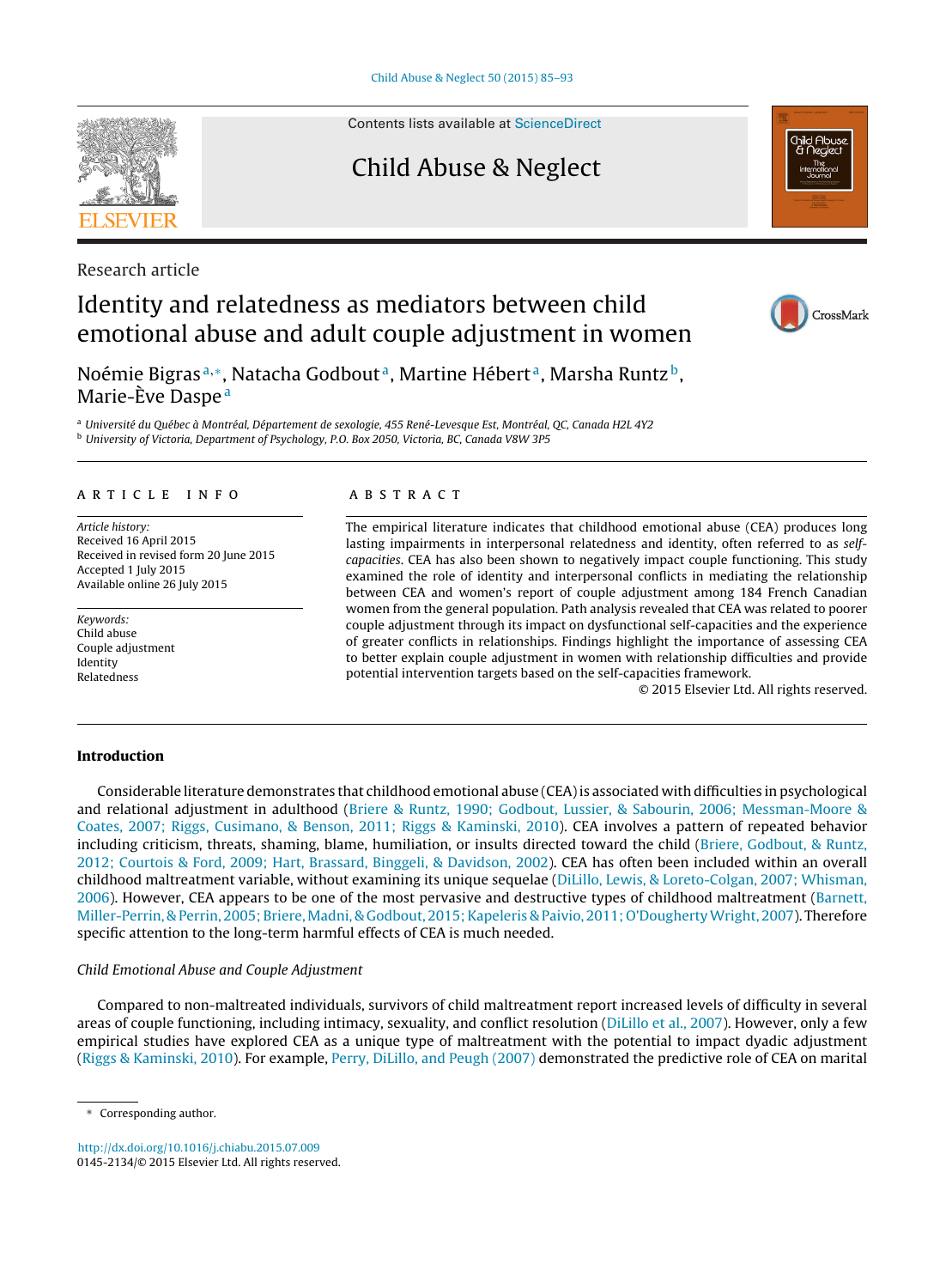Contents lists available at ScienceDirect

# Child Abuse & Neglect

Research article

# Identity and relatedness as mediators between child emotional abuse and adult couple adjustment in women

Noémie Bigras[a,*], Natacha Godbout[a], Martine Hébert[a], Marsha Runtz[b], Marie-Ève Daspe[a]

[a] Université du Québec à Montréal, Département de sexologie, 455 René-Levesque Est, Montréal, QC, Canada H2L 4Y2
[b] University of Victoria, Department of Psychology, P.O. Box 2050, Victoria, BC, Canada V8W 3P5

## ARTICLE INFO

*Article history:*
Received 16 April 2015
Received in revised form 20 June 2015
Accepted 1 July 2015
Available online 26 July 2015

*Keywords:*
Child abuse
Couple adjustment
Identity
Relatedness

## ABSTRACT

The empirical literature indicates that childhood emotional abuse (CEA) produces long lasting impairments in interpersonal relatedness and identity, often referred to as *self-capacities*. CEA has also been shown to negatively impact couple functioning. This study examined the role of identity and interpersonal conflicts in mediating the relationship between CEA and women's report of couple adjustment among 184 French Canadian women from the general population. Path analysis revealed that CEA was related to poorer couple adjustment through its impact on dysfunctional self-capacities and the experience of greater conflicts in relationships. Findings highlight the importance of assessing CEA to better explain couple adjustment in women with relationship difficulties and provide potential intervention targets based on the self-capacities framework.

© 2015 Elsevier Ltd. All rights reserved.

## Introduction

Considerable literature demonstrates that childhood emotional abuse (CEA) is associated with difficulties in psychological and relational adjustment in adulthood (Briere & Runtz, 1990; Godbout, Lussier, & Sabourin, 2006; Messman-Moore & Coates, 2007; Riggs, Cusimano, & Benson, 2011; Riggs & Kaminski, 2010). CEA involves a pattern of repeated behavior including criticism, threats, shaming, blame, humiliation, or insults directed toward the child (Briere, Godbout, & Runtz, 2012; Courtois & Ford, 2009; Hart, Brassard, Binggeli, & Davidson, 2002). CEA has often been included within an overall childhood maltreatment variable, without examining its unique sequelae (DiLillo, Lewis, & Loreto-Colgan, 2007; Whisman, 2006). However, CEA appears to be one of the most pervasive and destructive types of childhood maltreatment (Barnett, Miller-Perrin, & Perrin, 2005; Briere, Madni, & Godbout, 2015; Kapeleris & Paivio, 2011; O'Dougherty Wright, 2007). Therefore specific attention to the long-term harmful effects of CEA is much needed.

### *Child Emotional Abuse and Couple Adjustment*

Compared to non-maltreated individuals, survivors of child maltreatment report increased levels of difficulty in several areas of couple functioning, including intimacy, sexuality, and conflict resolution (DiLillo et al., 2007). However, only a few empirical studies have explored CEA as a unique type of maltreatment with the potential to impact dyadic adjustment (Riggs & Kaminski, 2010). For example, Perry, DiLillo, and Peugh (2007) demonstrated the predictive role of CEA on marital

* Corresponding author.

http://dx.doi.org/10.1016/j.chiabu.2015.07.009
0145-2134/© 2015 Elsevier Ltd. All rights reserved.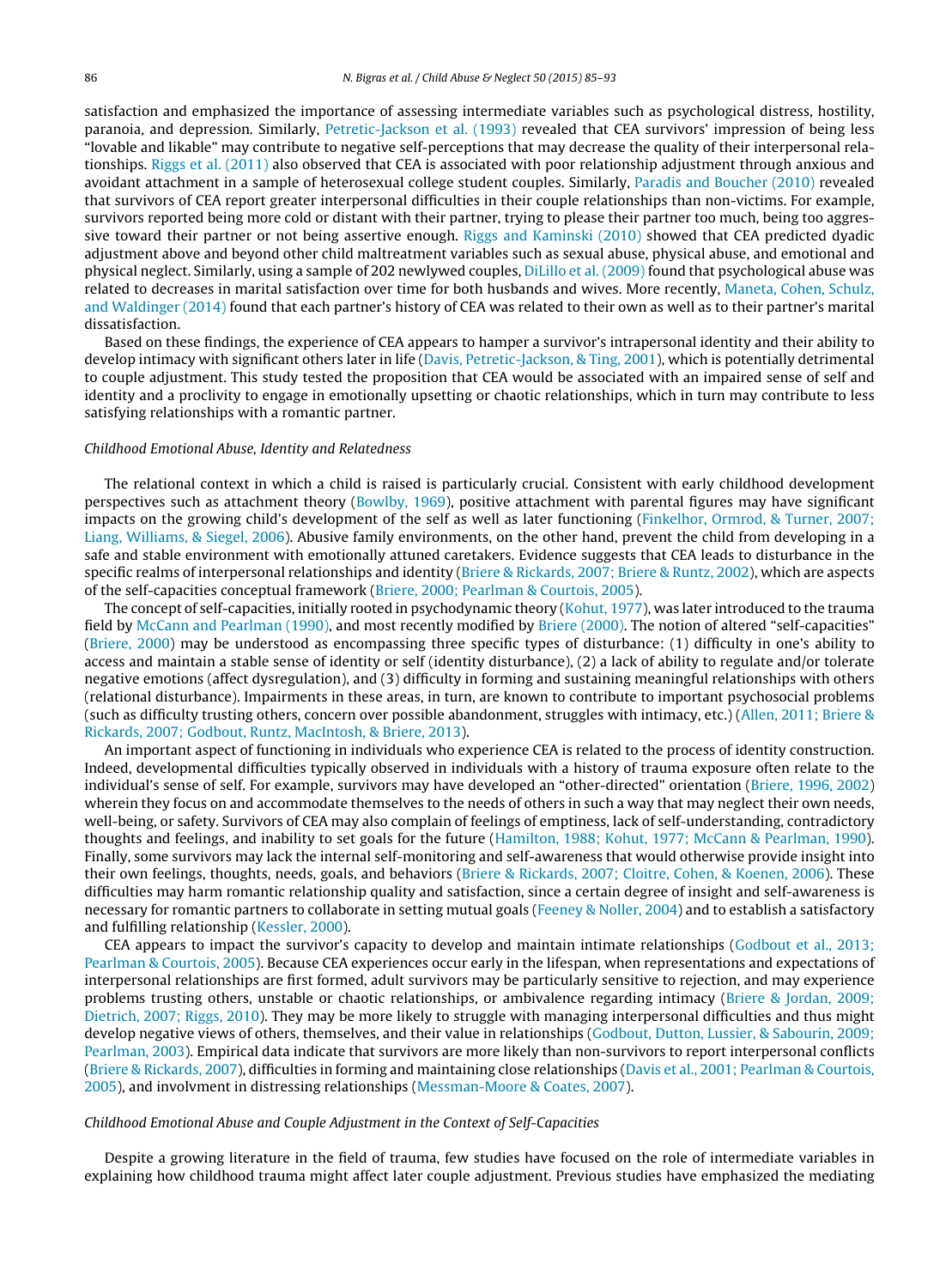satisfaction and emphasized the importance of assessing intermediate variables such as psychological distress, hostility, paranoia, and depression. Similarly, Petretic-Jackson et al. (1993) revealed that CEA survivors' impression of being less "lovable and likable" may contribute to negative self-perceptions that may decrease the quality of their interpersonal relationships. Riggs et al. (2011) also observed that CEA is associated with poor relationship adjustment through anxious and avoidant attachment in a sample of heterosexual college student couples. Similarly, Paradis and Boucher (2010) revealed that survivors of CEA report greater interpersonal difficulties in their couple relationships than non-victims. For example, survivors reported being more cold or distant with their partner, trying to please their partner too much, being too aggressive toward their partner or not being assertive enough. Riggs and Kaminski (2010) showed that CEA predicted dyadic adjustment above and beyond other child maltreatment variables such as sexual abuse, physical abuse, and emotional and physical neglect. Similarly, using a sample of 202 newlywed couples, DiLillo et al. (2009) found that psychological abuse was related to decreases in marital satisfaction over time for both husbands and wives. More recently, Maneta, Cohen, Schulz, and Waldinger (2014) found that each partner's history of CEA was related to their own as well as to their partner's marital dissatisfaction.

Based on these findings, the experience of CEA appears to hamper a survivor's intrapersonal identity and their ability to develop intimacy with significant others later in life (Davis, Petretic-Jackson, & Ting, 2001), which is potentially detrimental to couple adjustment. This study tested the proposition that CEA would be associated with an impaired sense of self and identity and a proclivity to engage in emotionally upsetting or chaotic relationships, which in turn may contribute to less satisfying relationships with a romantic partner.

### *Childhood Emotional Abuse, Identity and Relatedness*

The relational context in which a child is raised is particularly crucial. Consistent with early childhood development perspectives such as attachment theory (Bowlby, 1969), positive attachment with parental figures may have significant impacts on the growing child's development of the self as well as later functioning (Finkelhor, Ormrod, & Turner, 2007; Liang, Williams, & Siegel, 2006). Abusive family environments, on the other hand, prevent the child from developing in a safe and stable environment with emotionally attuned caretakers. Evidence suggests that CEA leads to disturbance in the specific realms of interpersonal relationships and identity (Briere & Rickards, 2007; Briere & Runtz, 2002), which are aspects of the self-capacities conceptual framework (Briere, 2000; Pearlman & Courtois, 2005).

The concept of self-capacities, initially rooted in psychodynamic theory (Kohut, 1977), was later introduced to the trauma field by McCann and Pearlman (1990), and most recently modified by Briere (2000). The notion of altered "self-capacities" (Briere, 2000) may be understood as encompassing three specific types of disturbance: (1) difficulty in one's ability to access and maintain a stable sense of identity or self (identity disturbance), (2) a lack of ability to regulate and/or tolerate negative emotions (affect dysregulation), and (3) difficulty in forming and sustaining meaningful relationships with others (relational disturbance). Impairments in these areas, in turn, are known to contribute to important psychosocial problems (such as difficulty trusting others, concern over possible abandonment, struggles with intimacy, etc.) (Allen, 2011; Briere & Rickards, 2007; Godbout, Runtz, MacIntosh, & Briere, 2013).

An important aspect of functioning in individuals who experience CEA is related to the process of identity construction. Indeed, developmental difficulties typically observed in individuals with a history of trauma exposure often relate to the individual's sense of self. For example, survivors may have developed an "other-directed" orientation (Briere, 1996, 2002) wherein they focus on and accommodate themselves to the needs of others in such a way that may neglect their own needs, well-being, or safety. Survivors of CEA may also complain of feelings of emptiness, lack of self-understanding, contradictory thoughts and feelings, and inability to set goals for the future (Hamilton, 1988; Kohut, 1977; McCann & Pearlman, 1990). Finally, some survivors may lack the internal self-monitoring and self-awareness that would otherwise provide insight into their own feelings, thoughts, needs, goals, and behaviors (Briere & Rickards, 2007; Cloitre, Cohen, & Koenen, 2006). These difficulties may harm romantic relationship quality and satisfaction, since a certain degree of insight and self-awareness is necessary for romantic partners to collaborate in setting mutual goals (Feeney & Noller, 2004) and to establish a satisfactory and fulfilling relationship (Kessler, 2000).

CEA appears to impact the survivor's capacity to develop and maintain intimate relationships (Godbout et al., 2013; Pearlman & Courtois, 2005). Because CEA experiences occur early in the lifespan, when representations and expectations of interpersonal relationships are first formed, adult survivors may be particularly sensitive to rejection, and may experience problems trusting others, unstable or chaotic relationships, or ambivalence regarding intimacy (Briere & Jordan, 2009; Dietrich, 2007; Riggs, 2010). They may be more likely to struggle with managing interpersonal difficulties and thus might develop negative views of others, themselves, and their value in relationships (Godbout, Dutton, Lussier, & Sabourin, 2009; Pearlman, 2003). Empirical data indicate that survivors are more likely than non-survivors to report interpersonal conflicts (Briere & Rickards, 2007), difficulties in forming and maintaining close relationships (Davis et al., 2001; Pearlman & Courtois, 2005), and involvment in distressing relationships (Messman-Moore & Coates, 2007).

### *Childhood Emotional Abuse and Couple Adjustment in the Context of Self-Capacities*

Despite a growing literature in the field of trauma, few studies have focused on the role of intermediate variables in explaining how childhood trauma might affect later couple adjustment. Previous studies have emphasized the mediating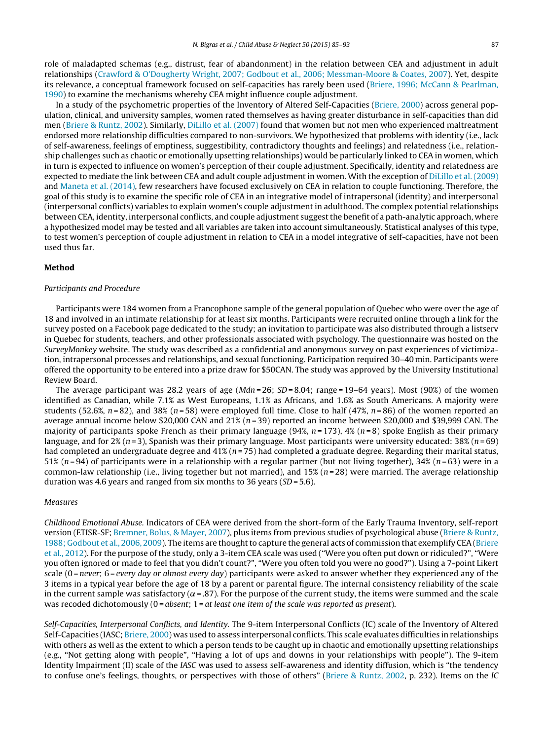role of maladapted schemas (e.g., distrust, fear of abandonment) in the relation between CEA and adjustment in adult relationships (Crawford & O'Dougherty Wright, 2007; Godbout et al., 2006; Messman-Moore & Coates, 2007). Yet, despite its relevance, a conceptual framework focused on self-capacities has rarely been used (Briere, 1996; McCann & Pearlman, 1990) to examine the mechanisms whereby CEA might influence couple adjustment.

In a study of the psychometric properties of the Inventory of Altered Self-Capacities (Briere, 2000) across general population, clinical, and university samples, women rated themselves as having greater disturbance in self-capacities than did men (Briere & Runtz, 2002). Similarly, DiLillo et al. (2007) found that women but not men who experienced maltreatment endorsed more relationship difficulties compared to non-survivors. We hypothesized that problems with identity (i.e., lack of self-awareness, feelings of emptiness, suggestibility, contradictory thoughts and feelings) and relatedness (i.e., relationship challenges such as chaotic or emotionally upsetting relationships) would be particularly linked to CEA in women, which in turn is expected to influence on women's perception of their couple adjustment. Specifically, identity and relatedness are expected to mediate the link between CEA and adult couple adjustment in women. With the exception of DiLillo et al. (2009) and Maneta et al. (2014), few researchers have focused exclusively on CEA in relation to couple functioning. Therefore, the goal of this study is to examine the specific role of CEA in an integrative model of intrapersonal (identity) and interpersonal (interpersonal conflicts) variables to explain women's couple adjustment in adulthood. The complex potential relationships between CEA, identity, interpersonal conflicts, and couple adjustment suggest the benefit of a path-analytic approach, where a hypothesized model may be tested and all variables are taken into account simultaneously. Statistical analyses of this type, to test women's perception of couple adjustment in relation to CEA in a model integrative of self-capacities, have not been used thus far.

## Method

### *Participants and Procedure*

Participants were 184 women from a Francophone sample of the general population of Quebec who were over the age of 18 and involved in an intimate relationship for at least six months. Participants were recruited online through a link for the survey posted on a Facebook page dedicated to the study; an invitation to participate was also distributed through a listserv in Quebec for students, teachers, and other professionals associated with psychology. The questionnaire was hosted on the *SurveyMonkey* website. The study was described as a confidential and anonymous survey on past experiences of victimization, intrapersonal processes and relationships, and sexual functioning. Participation required 30–40 min. Participants were offered the opportunity to be entered into a prize draw for $50CAN. The study was approved by the University Institutional Review Board.

The average participant was 28.2 years of age ($Mdn = 26$; $SD = 8.04$; range = 19–64 years). Most (90%) of the women identified as Canadian, while 7.1% as West Europeans, 1.1% as Africans, and 1.6% as South Americans. A majority were students (52.6%, $n = 82$), and 38% ($n = 58$) were employed full time. Close to half (47%, $n = 86$) of the women reported an average annual income below $20,000 CAN and 21% ($n = 39$) reported an income between $20,000 and $39,999 CAN. The majority of participants spoke French as their primary language (94%, $n = 173$), 4% ($n = 8$) spoke English as their primary language, and for 2% ($n = 3$), Spanish was their primary language. Most participants were university educated: 38% ($n = 69$) had completed an undergraduate degree and 41% ($n = 75$) had completed a graduate degree. Regarding their marital status, 51% ($n = 94$) of participants were in a relationship with a regular partner (but not living together), 34% ($n = 63$) were in a common-law relationship (i.e., living together but not married), and 15% ($n = 28$) were married. The average relationship duration was 4.6 years and ranged from six months to 36 years ($SD = 5.6$).

### *Measures*

*Childhood Emotional Abuse.* Indicators of CEA were derived from the short-form of the Early Trauma Inventory, self-report version (ETISR-SF; Bremner, Bolus, & Mayer, 2007), plus items from previous studies of psychological abuse (Briere & Runtz, 1988; Godbout et al., 2006, 2009). The items are thought to capture the general acts of commission that exemplify CEA (Briere et al., 2012). For the purpose of the study, only a 3-item CEA scale was used ("Were you often put down or ridiculed?", "Were you often ignored or made to feel that you didn't count?", "Were you often told you were no good?"). Using a 7-point Likert scale (0 = *never*; 6 = *every day or almost every day*) participants were asked to answer whether they experienced any of the 3 items in a typical year before the age of 18 by a parent or parental figure. The internal consistency reliability of the scale in the current sample was satisfactory ($\alpha = .87$). For the purpose of the current study, the items were summed and the scale was recoded dichotomously (0 = *absent*; 1 = *at least one item of the scale was reported as present*).

*Self-Capacities, Interpersonal Conflicts, and Identity.* The 9-item Interpersonal Conflicts (IC) scale of the Inventory of Altered Self-Capacities (IASC; Briere, 2000) was used to assess interpersonal conflicts. This scale evaluates difficulties in relationships with others as well as the extent to which a person tends to be caught up in chaotic and emotionally upsetting relationships (e.g., "Not getting along with people", "Having a lot of ups and downs in your relationships with people"). The 9-item Identity Impairment (II) scale of the *IASC* was used to assess self-awareness and identity diffusion, which is "the tendency to confuse one's feelings, thoughts, or perspectives with those of others" (Briere & Runtz, 2002, p. 232). Items on the *IC*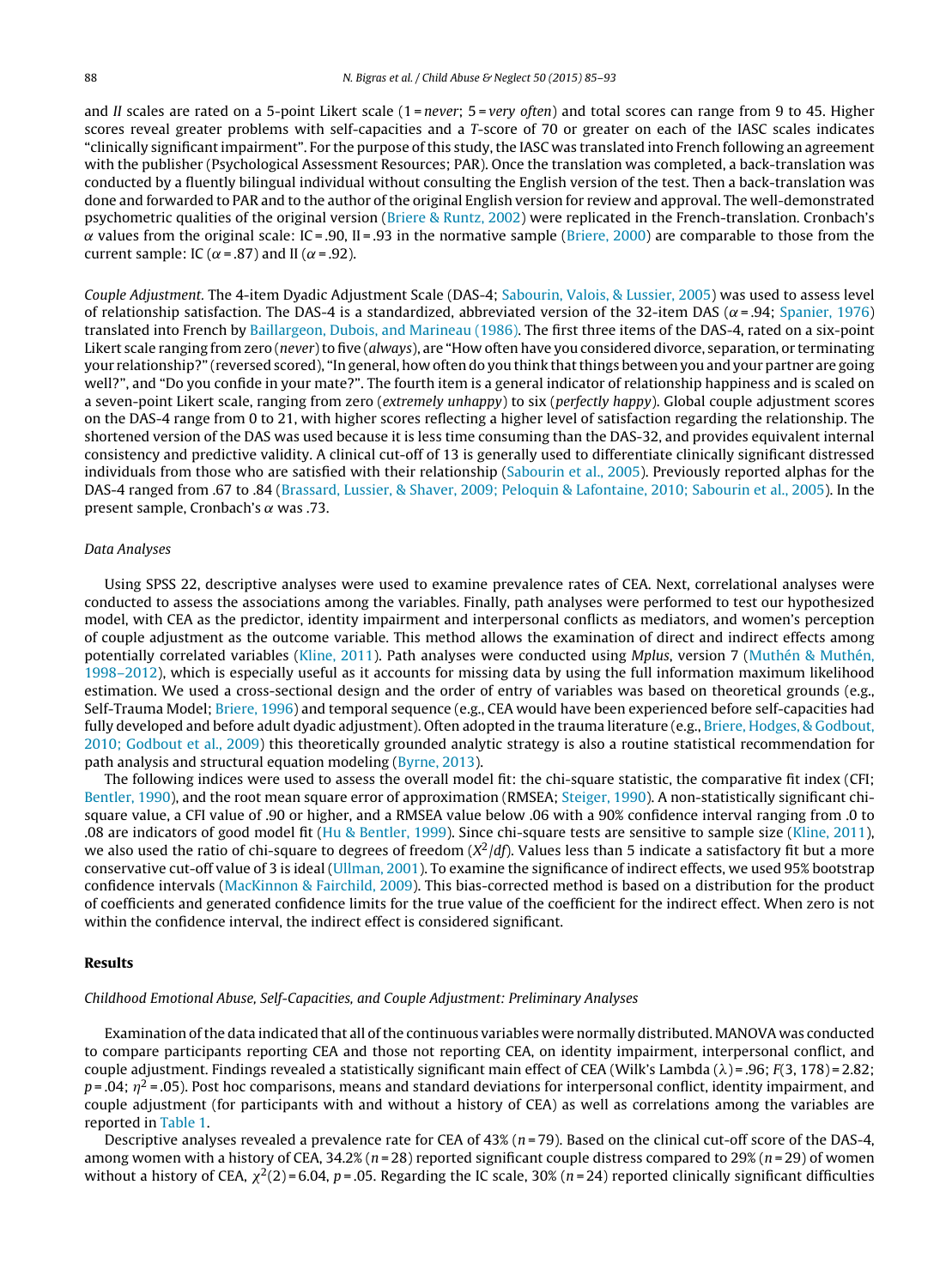and *II* scales are rated on a 5-point Likert scale (1 = *never*; 5 = *very often*) and total scores can range from 9 to 45. Higher scores reveal greater problems with self-capacities and a *T*-score of 70 or greater on each of the IASC scales indicates "clinically significant impairment". For the purpose of this study, the IASC was translated into French following an agreement with the publisher (Psychological Assessment Resources; PAR). Once the translation was completed, a back-translation was conducted by a fluently bilingual individual without consulting the English version of the test. Then a back-translation was done and forwarded to PAR and to the author of the original English version for review and approval. The well-demonstrated psychometric qualities of the original version (Briere & Runtz, 2002) were replicated in the French-translation. Cronbach's $\alpha$ values from the original scale: IC = .90, II = .93 in the normative sample (Briere, 2000) are comparable to those from the current sample: IC ($\alpha$ = .87) and II ($\alpha$ = .92).

*Couple Adjustment.* The 4-item Dyadic Adjustment Scale (DAS-4; Sabourin, Valois, & Lussier, 2005) was used to assess level of relationship satisfaction. The DAS-4 is a standardized, abbreviated version of the 32-item DAS ($\alpha$ = .94; Spanier, 1976) translated into French by Baillargeon, Dubois, and Marineau (1986). The first three items of the DAS-4, rated on a six-point Likert scale ranging from zero (*never*) to five (*always*), are "How often have you considered divorce, separation, or terminating your relationship?" (reversed scored), "In general, how often do you think that things between you and your partner are going well?", and "Do you confide in your mate?". The fourth item is a general indicator of relationship happiness and is scaled on a seven-point Likert scale, ranging from zero (*extremely unhappy*) to six (*perfectly happy*). Global couple adjustment scores on the DAS-4 range from 0 to 21, with higher scores reflecting a higher level of satisfaction regarding the relationship. The shortened version of the DAS was used because it is less time consuming than the DAS-32, and provides equivalent internal consistency and predictive validity. A clinical cut-off of 13 is generally used to differentiate clinically significant distressed individuals from those who are satisfied with their relationship (Sabourin et al., 2005). Previously reported alphas for the DAS-4 ranged from .67 to .84 (Brassard, Lussier, & Shaver, 2009; Peloquin & Lafontaine, 2010; Sabourin et al., 2005). In the present sample, Cronbach's $\alpha$ was .73.

### *Data Analyses*

Using SPSS 22, descriptive analyses were used to examine prevalence rates of CEA. Next, correlational analyses were conducted to assess the associations among the variables. Finally, path analyses were performed to test our hypothesized model, with CEA as the predictor, identity impairment and interpersonal conflicts as mediators, and women's perception of couple adjustment as the outcome variable. This method allows the examination of direct and indirect effects among potentially correlated variables (Kline, 2011). Path analyses were conducted using *Mplus*, version 7 (Muthén & Muthén, 1998–2012), which is especially useful as it accounts for missing data by using the full information maximum likelihood estimation. We used a cross-sectional design and the order of entry of variables was based on theoretical grounds (e.g., Self-Trauma Model; Briere, 1996) and temporal sequence (e.g., CEA would have been experienced before self-capacities had fully developed and before adult dyadic adjustment). Often adopted in the trauma literature (e.g., Briere, Hodges, & Godbout, 2010; Godbout et al., 2009) this theoretically grounded analytic strategy is also a routine statistical recommendation for path analysis and structural equation modeling (Byrne, 2013).

The following indices were used to assess the overall model fit: the chi-square statistic, the comparative fit index (CFI; Bentler, 1990), and the root mean square error of approximation (RMSEA; Steiger, 1990). A non-statistically significant chi-square value, a CFI value of .90 or higher, and a RMSEA value below .06 with a 90% confidence interval ranging from .0 to .08 are indicators of good model fit (Hu & Bentler, 1999). Since chi-square tests are sensitive to sample size (Kline, 2011), we also used the ratio of chi-square to degrees of freedom ($X^2/df$). Values less than 5 indicate a satisfactory fit but a more conservative cut-off value of 3 is ideal (Ullman, 2001). To examine the significance of indirect effects, we used 95% bootstrap confidence intervals (MacKinnon & Fairchild, 2009). This bias-corrected method is based on a distribution for the product of coefficients and generated confidence limits for the true value of the coefficient for the indirect effect. When zero is not within the confidence interval, the indirect effect is considered significant.

## Results

### *Childhood Emotional Abuse, Self-Capacities, and Couple Adjustment: Preliminary Analyses*

Examination of the data indicated that all of the continuous variables were normally distributed. MANOVA was conducted to compare participants reporting CEA and those not reporting CEA, on identity impairment, interpersonal conflict, and couple adjustment. Findings revealed a statistically significant main effect of CEA (Wilk's Lambda ($\lambda$) = .96; $F(3, 178) = 2.82$; $p = .04$; $\eta^2 = .05$). Post hoc comparisons, means and standard deviations for interpersonal conflict, identity impairment, and couple adjustment (for participants with and without a history of CEA) as well as correlations among the variables are reported in Table 1.

Descriptive analyses revealed a prevalence rate for CEA of 43% ($n = 79$). Based on the clinical cut-off score of the DAS-4, among women with a history of CEA, 34.2% ($n = 28$) reported significant couple distress compared to 29% ($n = 29$) of women without a history of CEA, $\chi^2(2) = 6.04$, $p = .05$. Regarding the IC scale, 30% ($n = 24$) reported clinically significant difficulties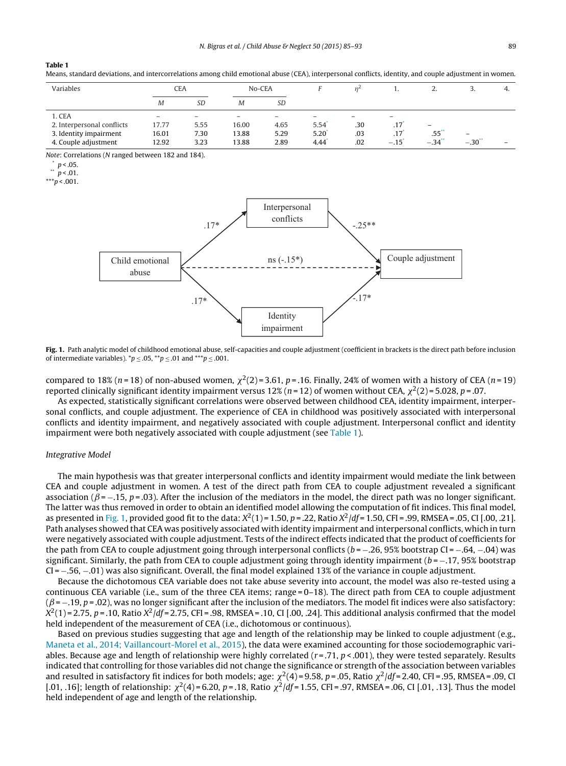**Table 1**
Means, standard deviations, and intercorrelations among child emotional abuse (CEA), interpersonal conflicts, identity, and couple adjustment in women.

| Variables | CEA | | No-CEA | | $F$ | $\eta^2$ | 1. | 2. | 3. | 4. |
|---|---|---|---|---|---|---|---|---|---|---|
| | $M$ | $SD$ | $M$ | $SD$ | | | | | | |
| 1. CEA | – | – | – | – | – | – | – | | | |
| 2. Interpersonal conflicts | 17.77 | 5.55 | 16.00 | 4.65 | 5.54* | .30 | .17* | – | | |
| 3. Identity impairment | 16.01 | 7.30 | 13.88 | 5.29 | 5.20* | .03 | .17* | .55** | – | |
| 4. Couple adjustment | 12.92 | 3.23 | 13.88 | 2.89 | 4.44* | .02 | −.15* | −.34** | −.30** | – |

*Note*: Correlations (*N* ranged between 182 and 184).
* $p < .05$.
** $p < .01$.
*** $p < .001$.

**Fig. 1.** Path analytic model of childhood emotional abuse, self-capacities and couple adjustment (coefficient in brackets is the direct path before inclusion of intermediate variables). *$p \leq .05$, **$p \leq .01$ and ***$p \leq .001$.

compared to 18% ($n = 18$) of non-abused women, $\chi^2(2) = 3.61$, $p = .16$. Finally, 24% of women with a history of CEA ($n = 19$) reported clinically significant identity impairment versus 12% ($n = 12$) of women without CEA, $\chi^2(2) = 5.028$, $p = .07$.

As expected, statistically significant correlations were observed between childhood CEA, identity impairment, interpersonal conflicts, and couple adjustment. The experience of CEA in childhood was positively associated with interpersonal conflicts and identity impairment, and negatively associated with couple adjustment. Interpersonal conflict and identity impairment were both negatively associated with couple adjustment (see Table 1).

### *Integrative Model*

The main hypothesis was that greater interpersonal conflicts and identity impairment would mediate the link between CEA and couple adjustment in women. A test of the direct path from CEA to couple adjustment revealed a significant association ($\beta = -.15$, $p = .03$). After the inclusion of the mediators in the model, the direct path was no longer significant. The latter was thus removed in order to obtain an identified model allowing the computation of fit indices. This final model, as presented in Fig. 1, provided good fit to the data: $X^2(1) = 1.50$, $p = .22$, Ratio $X^2/df = 1.50$, CFI = .99, RMSEA = .05, CI [.00, .21]. Path analyses showed that CEA was positively associated with identity impairment and interpersonal conflicts, which in turn were negatively associated with couple adjustment. Tests of the indirect effects indicated that the product of coefficients for the path from CEA to couple adjustment going through interpersonal conflicts ($b = -.26$, 95% bootstrap CI = −.64, −.04) was significant. Similarly, the path from CEA to couple adjustment going through identity impairment ($b = -.17$, 95% bootstrap CI = −.56, −.01) was also significant. Overall, the final model explained 13% of the variance in couple adjustment.

Because the dichotomous CEA variable does not take abuse severity into account, the model was also re-tested using a continuous CEA variable (i.e., sum of the three CEA items; range = 0–18). The direct path from CEA to couple adjustment ($\beta = -.19$, $p = .02$), was no longer significant after the inclusion of the mediators. The model fit indices were also satisfactory: $X^2(1) = 2.75$, $p = .10$, Ratio $X^2/df = 2.75$, CFI = .98, RMSEA = .10, CI [.00, .24]. This additional analysis confirmed that the model held independent of the measurement of CEA (i.e., dichotomous or continuous).

Based on previous studies suggesting that age and length of the relationship may be linked to couple adjustment (e.g., Maneta et al., 2014; Vaillancourt-Morel et al., 2015), the data were examined accounting for those sociodemographic variables. Because age and length of relationship were highly correlated ($r = .71$, $p < .001$), they were tested separately. Results indicated that controlling for those variables did not change the significance or strength of the association between variables and resulted in satisfactory fit indices for both models; age: $\chi^2(4) = 9.58$, $p = .05$, Ratio $\chi^2/df = 2.40$, CFI = .95, RMSEA = .09, CI [.01, .16]; length of relationship: $\chi^2(4) = 6.20$, $p = .18$, Ratio $\chi^2/df = 1.55$, CFI = .97, RMSEA = .06, CI [.01, .13]. Thus the model held independent of age and length of the relationship.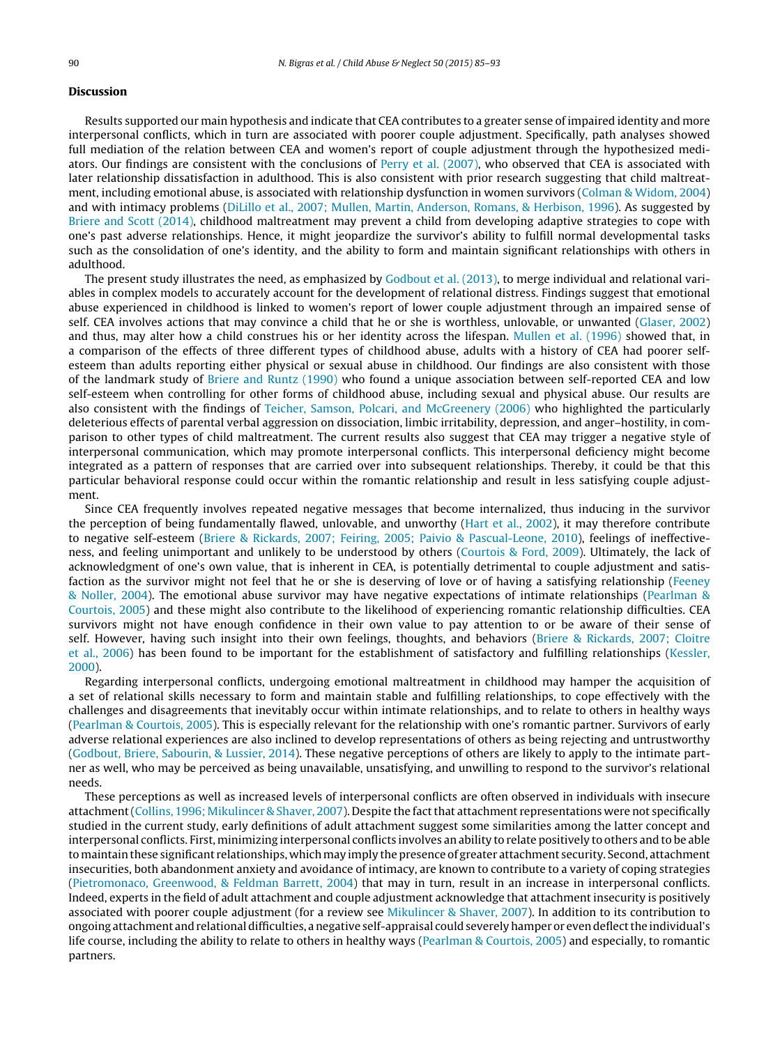## Discussion

Results supported our main hypothesis and indicate that CEA contributes to a greater sense of impaired identity and more interpersonal conflicts, which in turn are associated with poorer couple adjustment. Specifically, path analyses showed full mediation of the relation between CEA and women's report of couple adjustment through the hypothesized mediators. Our findings are consistent with the conclusions of Perry et al. (2007), who observed that CEA is associated with later relationship dissatisfaction in adulthood. This is also consistent with prior research suggesting that child maltreatment, including emotional abuse, is associated with relationship dysfunction in women survivors (Colman & Widom, 2004) and with intimacy problems (DiLillo et al., 2007; Mullen, Martin, Anderson, Romans, & Herbison, 1996). As suggested by Briere and Scott (2014), childhood maltreatment may prevent a child from developing adaptive strategies to cope with one's past adverse relationships. Hence, it might jeopardize the survivor's ability to fulfill normal developmental tasks such as the consolidation of one's identity, and the ability to form and maintain significant relationships with others in adulthood.

The present study illustrates the need, as emphasized by Godbout et al. (2013), to merge individual and relational variables in complex models to accurately account for the development of relational distress. Findings suggest that emotional abuse experienced in childhood is linked to women's report of lower couple adjustment through an impaired sense of self. CEA involves actions that may convince a child that he or she is worthless, unlovable, or unwanted (Glaser, 2002) and thus, may alter how a child construes his or her identity across the lifespan. Mullen et al. (1996) showed that, in a comparison of the effects of three different types of childhood abuse, adults with a history of CEA had poorer self-esteem than adults reporting either physical or sexual abuse in childhood. Our findings are also consistent with those of the landmark study of Briere and Runtz (1990) who found a unique association between self-reported CEA and low self-esteem when controlling for other forms of child abuse, including sexual and physical abuse. Our results are also consistent with the findings of Teicher, Samson, Polcari, and McGreenery (2006) who highlighted the particularly deleterious effects of parental verbal aggression on dissociation, limbic irritability, depression, and anger–hostility, in comparison to other types of child maltreatment. The current results also suggest that CEA may trigger a negative style of interpersonal communication, which may promote interpersonal conflicts. This interpersonal deficiency might become integrated as a pattern of responses that are carried over into subsequent relationships. Thereby, it could be that this particular behavioral response could occur within the romantic relationship and result in less satisfying couple adjustment.

Since CEA frequently involves repeated negative messages that become internalized, thus inducing in the survivor the perception of being fundamentally flawed, unlovable, and unworthy (Hart et al., 2002), it may therefore contribute to negative self-esteem (Briere & Rickards, 2007; Feiring, 2005; Paivio & Pascual-Leone, 2010), feelings of ineffectiveness, and feeling unimportant and unlikely to be understood by others (Courtois & Ford, 2009). Ultimately, the lack of acknowledgment of one's own value, that is inherent in CEA, is potentially detrimental to couple adjustment and satisfaction as the survivor might not feel that he or she is deserving of love or of having a satisfying relationship (Feeney & Noller, 2004). The emotional abuse survivor may have negative expectations of intimate relationships (Pearlman & Courtois, 2005) and these might also contribute to the likelihood of experiencing romantic relationship difficulties. CEA survivors might not have enough confidence in their own value to pay attention to or be aware of their sense of self. However, having such insight into their own feelings, thoughts, and behaviors (Briere & Rickards, 2007; Cloitre et al., 2006) has been found to be important for the establishment of satisfactory and fulfilling relationships (Kessler, 2000).

Regarding interpersonal conflicts, undergoing emotional maltreatment in childhood may hamper the acquisition of a set of relational skills necessary to form and maintain stable and fulfilling relationships, to cope effectively with the challenges and disagreements that inevitably occur within intimate relationships, and to relate to others in healthy ways (Pearlman & Courtois, 2005). This is especially relevant for the relationship with one's romantic partner. Survivors of early adverse relational experiences are also inclined to develop representations of others as being rejecting and untrustworthy (Godbout, Briere, Sabourin, & Lussier, 2014). These negative perceptions of others are likely to apply to the intimate partner as well, who may be perceived as being unavailable, unsatisfying, and unwilling to respond to the survivor's relational needs.

These perceptions as well as increased levels of interpersonal conflicts are often observed in individuals with insecure attachment (Collins, 1996; Mikulincer & Shaver, 2007). Despite the fact that attachment representations were not specifically studied in the current study, early definitions of adult attachment suggest some similarities among the latter concept and interpersonal conflicts. First, minimizing interpersonal conflicts involves an ability to relate positively to others and to be able to maintain these significant relationships, which may imply the presence of greater attachment security. Second, attachment insecurities, both abandonment anxiety and avoidance of intimacy, are known to contribute to a variety of coping strategies (Pietromonaco, Greenwood, & Feldman Barrett, 2004) that may in turn, result in an increase in interpersonal conflicts. Indeed, experts in the field of adult attachment and couple adjustment acknowledge that attachment insecurity is positively associated with poorer couple adjustment (for a review see Mikulincer & Shaver, 2007). In addition to its contribution to ongoing attachment and relational difficulties, a negative self-appraisal could severely hamper or even deflect the individual's life course, including the ability to relate to others in healthy ways (Pearlman & Courtois, 2005) and especially, to romantic partners.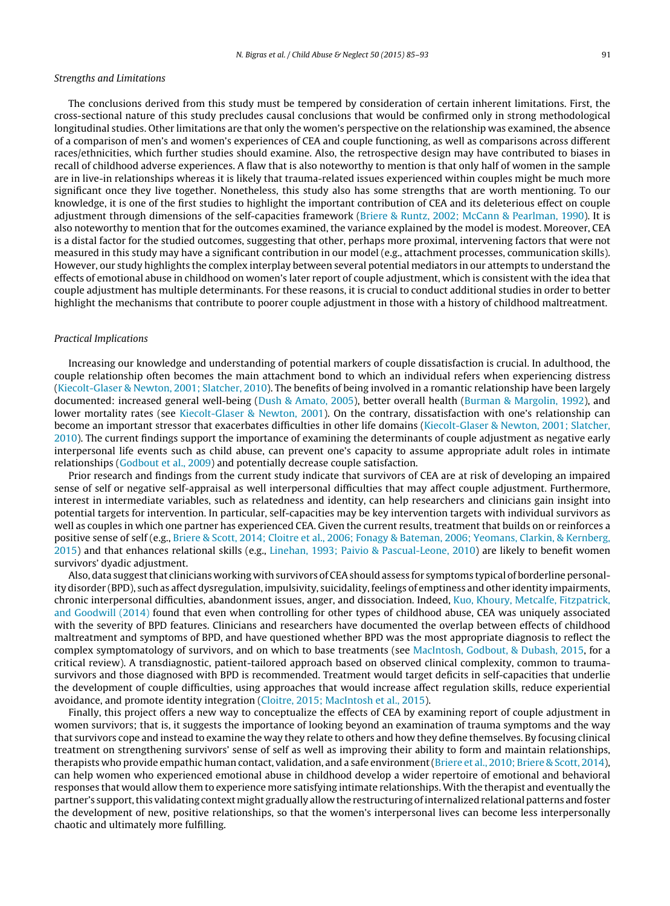*Strengths and Limitations*

The conclusions derived from this study must be tempered by consideration of certain inherent limitations. First, the cross-sectional nature of this study precludes causal conclusions that would be confirmed only in strong methodological longitudinal studies. Other limitations are that only the women's perspective on the relationship was examined, the absence of a comparison of men's and women's experiences of CEA and couple functioning, as well as comparisons across different races/ethnicities, which further studies should examine. Also, the retrospective design may have contributed to biases in recall of childhood adverse experiences. A flaw that is also noteworthy to mention is that only half of women in the sample are in live-in relationships whereas it is likely that trauma-related issues experienced within couples might be much more significant once they live together. Nonetheless, this study also has some strengths that are worth mentioning. To our knowledge, it is one of the first studies to highlight the important contribution of CEA and its deleterious effect on couple adjustment through dimensions of the self-capacities framework (Briere & Runtz, 2002; McCann & Pearlman, 1990). It is also noteworthy to mention that for the outcomes examined, the variance explained by the model is modest. Moreover, CEA is a distal factor for the studied outcomes, suggesting that other, perhaps more proximal, intervening factors that were not measured in this study may have a significant contribution in our model (e.g., attachment processes, communication skills). However, our study highlights the complex interplay between several potential mediators in our attempts to understand the effects of emotional abuse in childhood on women's later report of couple adjustment, which is consistent with the idea that couple adjustment has multiple determinants. For these reasons, it is crucial to conduct additional studies in order to better highlight the mechanisms that contribute to poorer couple adjustment in those with a history of childhood maltreatment.

*Practical Implications*

Increasing our knowledge and understanding of potential markers of couple dissatisfaction is crucial. In adulthood, the couple relationship often becomes the main attachment bond to which an individual refers when experiencing distress (Kiecolt-Glaser & Newton, 2001; Slatcher, 2010). The benefits of being involved in a romantic relationship have been largely documented: increased general well-being (Dush & Amato, 2005), better overall health (Burman & Margolin, 1992), and lower mortality rates (see Kiecolt-Glaser & Newton, 2001). On the contrary, dissatisfaction with one's relationship can become an important stressor that exacerbates difficulties in other life domains (Kiecolt-Glaser & Newton, 2001; Slatcher, 2010). The current findings support the importance of examining the determinants of couple adjustment as negative early interpersonal life events such as child abuse, can prevent one's capacity to assume appropriate adult roles in intimate relationships (Godbout et al., 2009) and potentially decrease couple satisfaction.

Prior research and findings from the current study indicate that survivors of CEA are at risk of developing an impaired sense of self or negative self-appraisal as well interpersonal difficulties that may affect couple adjustment. Furthermore, interest in intermediate variables, such as relatedness and identity, can help researchers and clinicians gain insight into potential targets for intervention. In particular, self-capacities may be key intervention targets with individual survivors as well as couples in which one partner has experienced CEA. Given the current results, treatment that builds on or reinforces a positive sense of self (e.g., Briere & Scott, 2014; Cloitre et al., 2006; Fonagy & Bateman, 2006; Yeomans, Clarkin, & Kernberg, 2015) and that enhances relational skills (e.g., Linehan, 1993; Paivio & Pascual-Leone, 2010) are likely to benefit women survivors' dyadic adjustment.

Also, data suggest that clinicians working with survivors of CEA should assess for symptoms typical of borderline personality disorder (BPD), such as affect dysregulation, impulsivity, suicidality, feelings of emptiness and other identity impairments, chronic interpersonal difficulties, abandonment issues, anger, and dissociation. Indeed, Kuo, Khoury, Metcalfe, Fitzpatrick, and Goodwill (2014) found that even when controlling for other types of childhood abuse, CEA was uniquely associated with the severity of BPD features. Clinicians and researchers have documented the overlap between effects of childhood maltreatment and symptoms of BPD, and have questioned whether BPD was the most appropriate diagnosis to reflect the complex symptomatology of survivors, and on which to base treatments (see MacIntosh, Godbout, & Dubash, 2015, for a critical review). A transdiagnostic, patient-tailored approach based on observed clinical complexity, common to trauma-survivors and those diagnosed with BPD is recommended. Treatment would target deficits in self-capacities that underlie the development of couple difficulties, using approaches that would increase affect regulation skills, reduce experiential avoidance, and promote identity integration (Cloitre, 2015; MacIntosh et al., 2015).

Finally, this project offers a new way to conceptualize the effects of CEA by examining report of couple adjustment in women survivors; that is, it suggests the importance of looking beyond an examination of trauma symptoms and the way that survivors cope and instead to examine the way they relate to others and how they define themselves. By focusing clinical treatment on strengthening survivors' sense of self as well as improving their ability to form and maintain relationships, therapists who provide empathic human contact, validation, and a safe environment (Briere et al., 2010; Briere & Scott, 2014), can help women who experienced emotional abuse in childhood develop a wider repertoire of emotional and behavioral responses that would allow them to experience more satisfying intimate relationships. With the therapist and eventually the partner's support, this validating context might gradually allow the restructuring of internalized relational patterns and foster the development of new, positive relationships, so that the women's interpersonal lives can become less interpersonally chaotic and ultimately more fulfilling.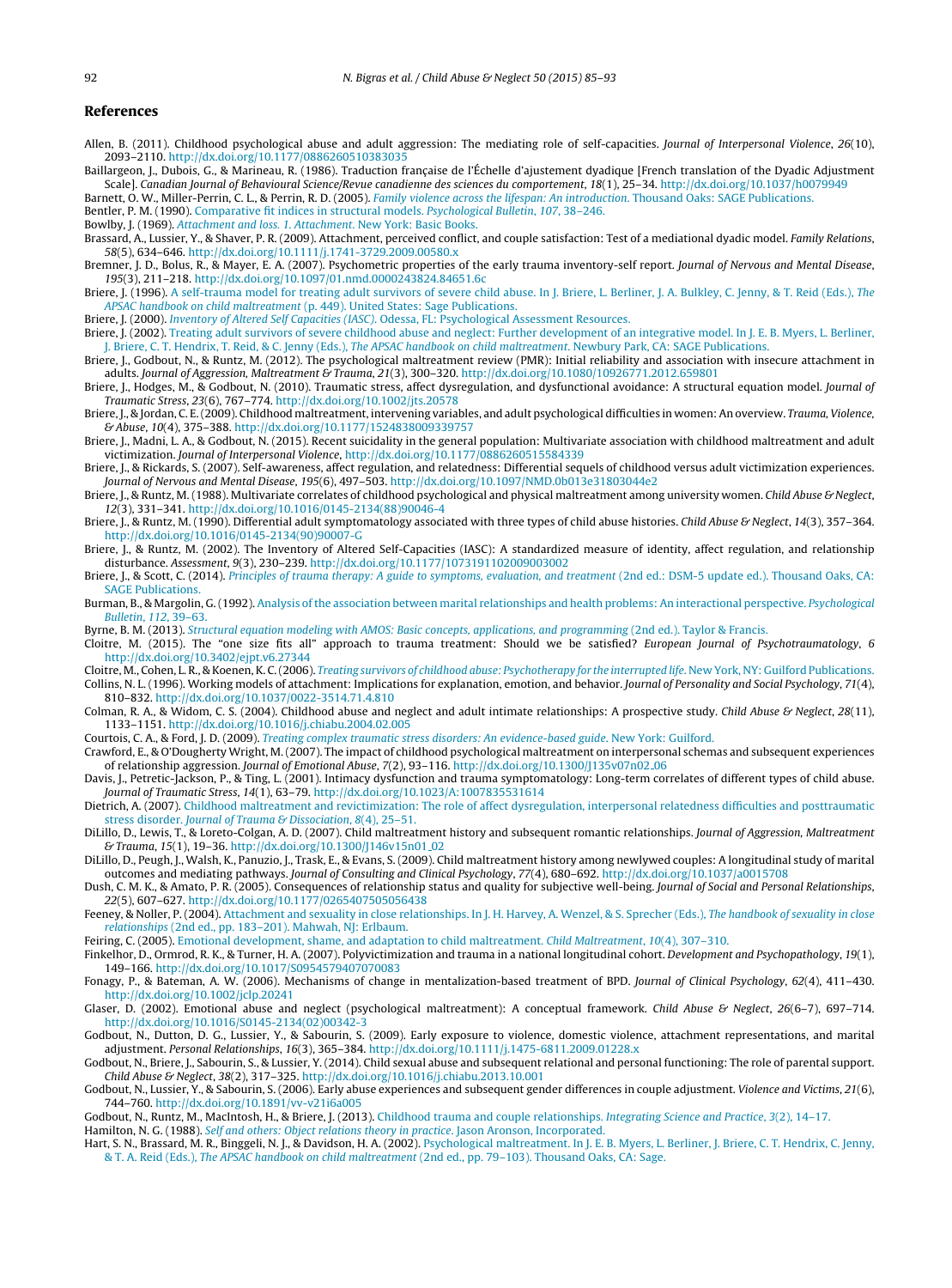## References

Allen, B. (2011). Childhood psychological abuse and adult aggression: The mediating role of self-capacities. *Journal of Interpersonal Violence*, *26*(10), 2093–2110. http://dx.doi.org/10.1177/0886260510383035

Baillargeon, J., Dubois, G., & Marineau, R. (1986). Traduction française de l'Échelle d'ajustement dyadique [French translation of the Dyadic Adjustment Scale]. *Canadian Journal of Behavioural Science/Revue canadienne des sciences du comportement*, *18*(1), 25–34. http://dx.doi.org/10.1037/h0079949

Barnett, O. W., Miller-Perrin, C. L., & Perrin, R. D. (2005). *Family violence across the lifespan: An introduction*. Thousand Oaks: SAGE Publications.

Bentler, P. M. (1990). Comparative fit indices in structural models. *Psychological Bulletin*, *107*, 38–246.

Bowlby, J. (1969). *Attachment and loss. 1. Attachment*. New York: Basic Books.

Brassard, A., Lussier, Y., & Shaver, P. R. (2009). Attachment, perceived conflict, and couple satisfaction: Test of a mediational dyadic model. *Family Relations*, *58*(5), 634–646. http://dx.doi.org/10.1111/j.1741-3729.2009.00580.x

Bremner, J. D., Bolus, R., & Mayer, E. A. (2007). Psychometric properties of the early trauma inventory-self report. *Journal of Nervous and Mental Disease*, *195*(3), 211–218. http://dx.doi.org/10.1097/01.nmd.0000243824.84651.6c

Briere, J. (1996). A self-trauma model for treating adult survivors of severe child abuse. In J. Briere, L. Berliner, J. A. Bulkley, C. Jenny, & T. Reid (Eds.), *The APSAC handbook on child maltreatment* (p. 449). United States: Sage Publications.

Briere, J. (2000). *Inventory of Altered Self Capacities (IASC)*. Odessa, FL: Psychological Assessment Resources.

Briere, J. (2002). Treating adult survivors of severe childhood abuse and neglect: Further development of an integrative model. In J. E. B. Myers, L. Berliner, J. Briere, C. T. Hendrix, T. Reid, & C. Jenny (Eds.), *The APSAC handbook on child maltreatment*. Newbury Park, CA: SAGE Publications.

Briere, J., Godbout, N., & Runtz, M. (2012). The psychological maltreatment review (PMR): Initial reliability and association with insecure attachment in adults. *Journal of Aggression, Maltreatment & Trauma*, *21*(3), 300–320. http://dx.doi.org/10.1080/10926771.2012.659801

Briere, J., Hodges, M., & Godbout, N. (2010). Traumatic stress, affect dysregulation, and dysfunctional avoidance: A structural equation model. *Journal of Traumatic Stress*, *23*(6), 767–774. http://dx.doi.org/10.1002/jts.20578

Briere, J., & Jordan, C. E. (2009). Childhood maltreatment, intervening variables, and adult psychological difficulties in women: An overview. *Trauma, Violence, & Abuse*, *10*(4), 375–388. http://dx.doi.org/10.1177/1524838009339757

Briere, J., Madni, L. A., & Godbout, N. (2015). Recent suicidality in the general population: Multivariate association with childhood maltreatment and adult victimization. *Journal of Interpersonal Violence*, http://dx.doi.org/10.1177/0886260515584339

Briere, J., & Rickards, S. (2007). Self-awareness, affect regulation, and relatedness: Differential sequels of childhood versus adult victimization experiences. *Journal of Nervous and Mental Disease*, *195*(6), 497–503. http://dx.doi.org/10.1097/NMD.0b013e31803044e2

Briere, J., & Runtz, M. (1988). Multivariate correlates of childhood psychological and physical maltreatment among university women. *Child Abuse & Neglect*, *12*(3), 331–341. http://dx.doi.org/10.1016/0145-2134(88)90046-4

Briere, J., & Runtz, M. (1990). Differential adult symptomatology associated with three types of child abuse histories. *Child Abuse & Neglect*, *14*(3), 357–364. http://dx.doi.org/10.1016/0145-2134(90)90007-G

Briere, J., & Runtz, M. (2002). The Inventory of Altered Self-Capacities (IASC): A standardized measure of identity, affect regulation, and relationship disturbance. *Assessment*, *9*(3), 230–239. http://dx.doi.org/10.1177/1073191102009003002

Briere, J., & Scott, C. (2014). *Principles of trauma therapy: A guide to symptoms, evaluation, and treatment* (2nd ed.: DSM-5 update ed.). Thousand Oaks, CA: SAGE Publications.

Burman, B., & Margolin, G. (1992). Analysis of the association between marital relationships and health problems: An interactional perspective. *Psychological Bulletin*, *112*, 39–63.

Byrne, B. M. (2013). *Structural equation modeling with AMOS: Basic concepts, applications, and programming* (2nd ed.). Taylor & Francis.

Cloitre, M. (2015). The "one size fits all" approach to trauma treatment: Should we be satisfied? *European Journal of Psychotraumatology*, *6* http://dx.doi.org/10.3402/ejpt.v6.27344

Cloitre, M., Cohen, L. R., & Koenen, K. C. (2006). *Treating survivors of childhood abuse: Psychotherapy for the interrupted life*. New York, NY: Guilford Publications.

Collins, N. L. (1996). Working models of attachment: Implications for explanation, emotion, and behavior. *Journal of Personality and Social Psychology*, *71*(4), 810–832. http://dx.doi.org/10.1037/0022-3514.71.4.810

Colman, R. A., & Widom, C. S. (2004). Childhood abuse and neglect and adult intimate relationships: A prospective study. *Child Abuse & Neglect*, *28*(11), 1133–1151. http://dx.doi.org/10.1016/j.chiabu.2004.02.005

Courtois, C. A., & Ford, J. D. (2009). *Treating complex traumatic stress disorders: An evidence-based guide*. New York: Guilford.

Crawford, E., & O'Dougherty Wright, M. (2007). The impact of childhood psychological maltreatment on interpersonal schemas and subsequent experiences of relationship aggression. *Journal of Emotional Abuse*, *7*(2), 93–116. http://dx.doi.org/10.1300/J135v07n02_06

Davis, J., Petretic-Jackson, P., & Ting, L. (2001). Intimacy dysfunction and trauma symptomatology: Long-term correlates of different types of child abuse. *Journal of Traumatic Stress*, *14*(1), 63–79. http://dx.doi.org/10.1023/A:1007835531614

Dietrich, A. (2007). Childhood maltreatment and revictimization: The role of affect dysregulation, interpersonal relatedness difficulties and posttraumatic stress disorder. *Journal of Trauma & Dissociation*, *8*(4), 25–51.

DiLillo, D., Lewis, T., & Loreto-Colgan, A. D. (2007). Child maltreatment history and subsequent romantic relationships. *Journal of Aggression, Maltreatment & Trauma*, *15*(1), 19–36. http://dx.doi.org/10.1300/J146v15n01_02

DiLillo, D., Peugh, J., Walsh, K., Panuzio, J., Trask, E., & Evans, S. (2009). Child maltreatment history among newlywed couples: A longitudinal study of marital outcomes and mediating pathways. *Journal of Consulting and Clinical Psychology*, *77*(4), 680–692. http://dx.doi.org/10.1037/a0015708

Dush, C. M. K., & Amato, P. R. (2005). Consequences of relationship status and quality for subjective well-being. *Journal of Social and Personal Relationships*, *22*(5), 607–627. http://dx.doi.org/10.1177/0265407505056438

Feeney, & Noller, P. (2004). Attachment and sexuality in close relationships. In J. H. Harvey, A. Wenzel, & S. Sprecher (Eds.), *The handbook of sexuality in close relationships* (2nd ed., pp. 183–201). Mahwah, NJ: Erlbaum.

Feiring, C. (2005). Emotional development, shame, and adaptation to child maltreatment. *Child Maltreatment*, *10*(4), 307–310.

Finkelhor, D., Ormrod, R. K., & Turner, H. A. (2007). Polyvictimization and trauma in a national longitudinal cohort. *Development and Psychopathology*, *19*(1), 149–166. http://dx.doi.org/10.1017/S0954579407070083

Fonagy, P., & Bateman, A. W. (2006). Mechanisms of change in mentalization-based treatment of BPD. *Journal of Clinical Psychology*, *62*(4), 411–430. http://dx.doi.org/10.1002/jclp.20241

Glaser, D. (2002). Emotional abuse and neglect (psychological maltreatment): A conceptual framework. *Child Abuse & Neglect*, *26*(6–7), 697–714. http://dx.doi.org/10.1016/S0145-2134(02)00342-3

Godbout, N., Dutton, D. G., Lussier, Y., & Sabourin, S. (2009). Early exposure to violence, domestic violence, attachment representations, and marital adjustment. *Personal Relationships*, *16*(3), 365–384. http://dx.doi.org/10.1111/j.1475-6811.2009.01228.x

Godbout, N., Briere, J., Sabourin, S., & Lussier, Y. (2014). Child sexual abuse and subsequent relational and personal functioning: The role of parental support. *Child Abuse & Neglect*, *38*(2), 317–325. http://dx.doi.org/10.1016/j.chiabu.2013.10.001

Godbout, N., Lussier, Y., & Sabourin, S. (2006). Early abuse experiences and subsequent gender differences in couple adjustment. *Violence and Victims*, *21*(6), 744–760. http://dx.doi.org/10.1891/vv-v21i6a005

Godbout, N., Runtz, M., MacIntosh, H., & Briere, J. (2013). Childhood trauma and couple relationships. *Integrating Science and Practice*, *3*(2), 14–17.

Hamilton, N. G. (1988). *Self and others: Object relations theory in practice*. Jason Aronson, Incorporated.

Hart, S. N., Brassard, M. R., Binggeli, N. J., & Davidson, H. A. (2002). Psychological maltreatment. In J. E. B. Myers, L. Berliner, J. Briere, C. T. Hendrix, C. Jenny, & T. A. Reid (Eds.), *The APSAC handbook on child maltreatment* (2nd ed., pp. 79–103). Thousand Oaks, CA: Sage.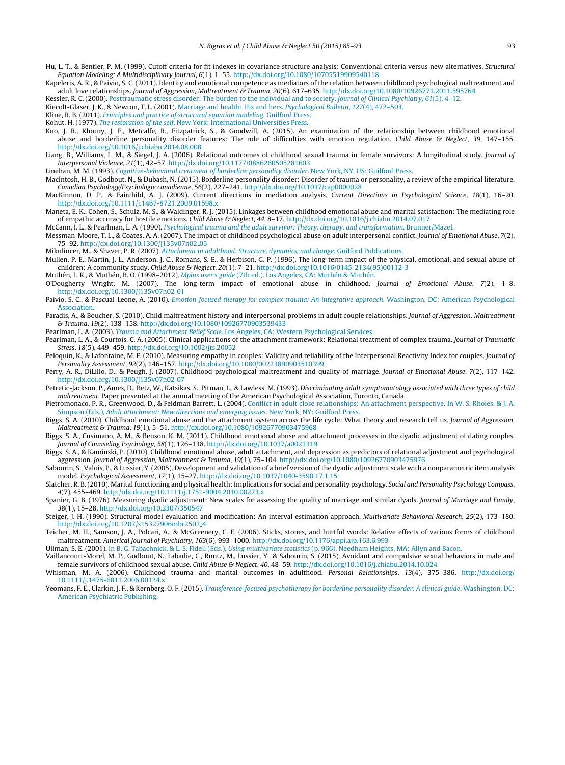Hu, L. T., & Bentler, P. M. (1999). Cutoff criteria for fit indexes in covariance structure analysis: Conventional criteria versus new alternatives. *Structural Equation Modeling: A Multidisciplinary Journal*, *6*(1), 1–55. http://dx.doi.org/10.1080/10705519909540118

Kapeleris, A. R., & Paivio, S. C. (2011). Identity and emotional competence as mediators of the relation between childhood psychological maltreatment and adult love relationships. *Journal of Aggression, Maltreatment & Trauma*, *20*(6), 617–635. http://dx.doi.org/10.1080/10926771.2011.595764

Kessler, R. C. (2000). Posttraumatic stress disorder: The burden to the individual and to society. *Journal of Clinical Psychiatry*, *61*(5), 4–12.

Kiecolt-Glaser, J. K., & Newton, T. L. (2001). Marriage and health: His and hers. *Psychological Bulletin*, *127*(4), 472–503.

Kline, R. B. (2011). *Principles and practice of structural equation modeling*. Guilford Press.

Kohut, H. (1977). *The restoration of the self*. New York: International Universities Press.

Kuo, J. R., Khoury, J. E., Metcalfe, R., Fitzpatrick, S., & Goodwill, A. (2015). An examination of the relationship between childhood emotional abuse and borderline personality disorder features: The role of difficulties with emotion regulation. *Child Abuse & Neglect*, *39*, 147–155. http://dx.doi.org/10.1016/j.chiabu.2014.08.008

Liang, B., Williams, L. M., & Siegel, J. A. (2006). Relational outcomes of childhood sexual trauma in female survivors: A longitudinal study. *Journal of Interpersonal Violence*, *21*(1), 42–57. http://dx.doi.org/10.1177/0886260505281603

Linehan, M. M. (1993). *Cognitive-behavioral treatment of borderline personality disorder*. New York, NY, US: Guilford Press.

MacIntosh, H. B., Godbout, N., & Dubash, N. (2015). Borderline personality disorder: Disorder of trauma or personality, a review of the empirical literature. *Canadian Psychology/Psychologie canadienne*, *56*(2), 227–241. http://dx.doi.org/10.1037/cap0000028

MacKinnon, D. P., & Fairchild, A. J. (2009). Current directions in mediation analysis. *Current Directions in Psychological Science*, *18*(1), 16–20. http://dx.doi.org/10.1111/j.1467-8721.2009.01598.x

Maneta, E. K., Cohen, S., Schulz, M. S., & Waldinger, R. J. (2015). Linkages between childhood emotional abuse and marital satisfaction: The mediating role of empathic accuracy for hostile emotions. *Child Abuse & Neglect*, *44*, 8–17. http://dx.doi.org/10.1016/j.chiabu.2014.07.017

McCann, I. L., & Pearlman, L. A. (1990). *Psychological trauma and the adult survivor: Theory, therapy, and transformation*. Brunner/Mazel.

Messman-Moore, T. L., & Coates, A. A. (2007). The impact of childhood psychological abuse on adult interpersonal conflict. *Journal of Emotional Abuse*, *7*(2), 75–92. http://dx.doi.org/10.1300/J135v07n02_05

Mikulincer, M., & Shaver, P. R. (2007). *Attachment in adulthood: Structure, dynamics, and change*. Guilford Publications.

Mullen, P. E., Martin, J. L., Anderson, J. C., Romans, S. E., & Herbison, G. P. (1996). The long-term impact of the physical, emotional, and sexual abuse of children: A community study. *Child Abuse & Neglect*, *20*(1), 7–21. http://dx.doi.org/10.1016/0145-2134(95)00112-3

Muthén, L. K., & Muthén, B. O. (1998–2012). *Mplus user's guide* (7th ed.). Los Angeles, CA: Muthén & Muthén.

O'Dougherty Wright, M. (2007). The long-term impact of emotional abuse in childhood. *Journal of Emotional Abuse*, *7*(2), 1–8. http://dx.doi.org/10.1300/J135v07n02_01

Paivio, S. C., & Pascual-Leone, A. (2010). *Emotion-focused therapy for complex trauma: An integrative approach*. Washington, DC: American Psychological Association.

Paradis, A., & Boucher, S. (2010). Child maltreatment history and interpersonal problems in adult couple relationships. *Journal of Aggression, Maltreatment & Trauma*, *19*(2), 138–158. http://dx.doi.org/10.1080/10926770903539433

Pearlman, L. A. (2003). *Trauma and Attachment Belief Scale*. Los Angeles, CA: Western Psychological Services.

Pearlman, L. A., & Courtois, C. A. (2005). Clinical applications of the attachment framework: Relational treatment of complex trauma. *Journal of Traumatic Stress*, *18*(5), 449–459. http://dx.doi.org/10.1002/jts.20052

Peloquin, K., & Lafontaine, M. F. (2010). Measuring empathy in couples: Validity and reliability of the Interpersonal Reactivity Index for couples. *Journal of Personality Assessment*, *92*(2), 146–157. http://dx.doi.org/10.1080/00223890903510399

Perry, A. R., DiLillo, D., & Peugh, J. (2007). Childhood psychological maltreatment and quality of marriage. *Journal of Emotional Abuse*, *7*(2), 117–142. http://dx.doi.org/10.1300/J135v07n02_07

Petretic-Jackson, P., Ames, D., Betz, W., Katsikas, S., Pitman, L., & Lawless, M. (1993). *Discriminating adult symptomatology associated with three types of child maltreatment*. Paper presented at the annual meeting of the American Psychological Association, Toronto, Canada.

Pietromonaco, P. R., Greenwood, D., & Feldman Barrett, L. (2004). Conflict in adult close relationships: An attachment perspective. In W. S. Rholes, & J. A. Simpson (Eds.), *Adult attachment: New directions and emerging issues*. New York, NY: Guilford Press.

Riggs, S. A. (2010). Childhood emotional abuse and the attachment system across the life cycle: What theory and research tell us. *Journal of Aggression, Maltreatment & Trauma*, *19*(1), 5–51. http://dx.doi.org/10.1080/10926770903475968

Riggs, S. A., Cusimano, A. M., & Benson, K. M. (2011). Childhood emotional abuse and attachment processes in the dyadic adjustment of dating couples. *Journal of Counseling Psychology*, *58*(1), 126–138. http://dx.doi.org/10.1037/a0021319

Riggs, S. A., & Kaminski, P. (2010). Childhood emotional abuse, adult attachment, and depression as predictors of relational adjustment and psychological aggression. *Journal of Aggression, Maltreatment & Trauma*, *19*(1), 75–104. http://dx.doi.org/10.1080/10926770903475976

Sabourin, S., Valois, P., & Lussier, Y. (2005). Development and validation of a brief version of the dyadic adjustment scale with a nonparametric item analysis model. *Psychological Assessment*, *17*(1), 15–27. http://dx.doi.org/10.1037/1040-3590.17.1.15

Slatcher, R. B. (2010). Marital functioning and physical health: Implications for social and personality psychology. *Social and Personality Psychology Compass*, *4*(7), 455–469. http://dx.doi.org/10.1111/j.1751-9004.2010.00273.x

Spanier, G. B. (1976). Measuring dyadic adjustment: New scales for assessing the quality of marriage and similar dyads. *Journal of Marriage and Family*, *38*(1), 15–28. http://dx.doi.org/10.2307/350547

Steiger, J. H. (1990). Structural model evaluation and modification: An interval estimation approach. *Multivariate Behavioral Research*, *25*(2), 173–180. http://dx.doi.org/10.1207/s15327906mbr2502_4

Teicher, M. H., Samson, J. A., Polcari, A., & McGreenery, C. E. (2006). Sticks, stones, and hurtful words: Relative effects of various forms of childhood maltreatment. *Americal Journal of Psychiatry*, *163*(6), 993–1000. http://dx.doi.org/10.1176/appi.ajp.163.6.993

Ullman, S. E. (2001). In B. G. Tabachnick, & L. S. Fidell (Eds.), *Using multivariate statistics* (p. 966). Needham Heights, MA: Allyn and Bacon.

Vaillancourt-Morel, M. P., Godbout, N., Labadie, C., Runtz, M., Lussier, Y., & Sabourin, S. (2015). Avoidant and compulsive sexual behaviors in male and female survivors of childhood sexual abuse. *Child Abuse & Neglect*, *40*, 48–59. http://dx.doi.org/10.1016/j.chiabu.2014.10.024

Whisman, M. A. (2006). Childhood trauma and marital outcomes in adulthood. *Personal Relationships*, *13*(4), 375–386. http://dx.doi.org/10.1111/j.1475-6811.2006.00124.x

Yeomans, F. E., Clarkin, J. F., & Kernberg, O. F. (2015). *Transference-focused psychotherapy for borderline personality disorder: A clinical guide*. Washington, DC: American Psychiatric Publishing.